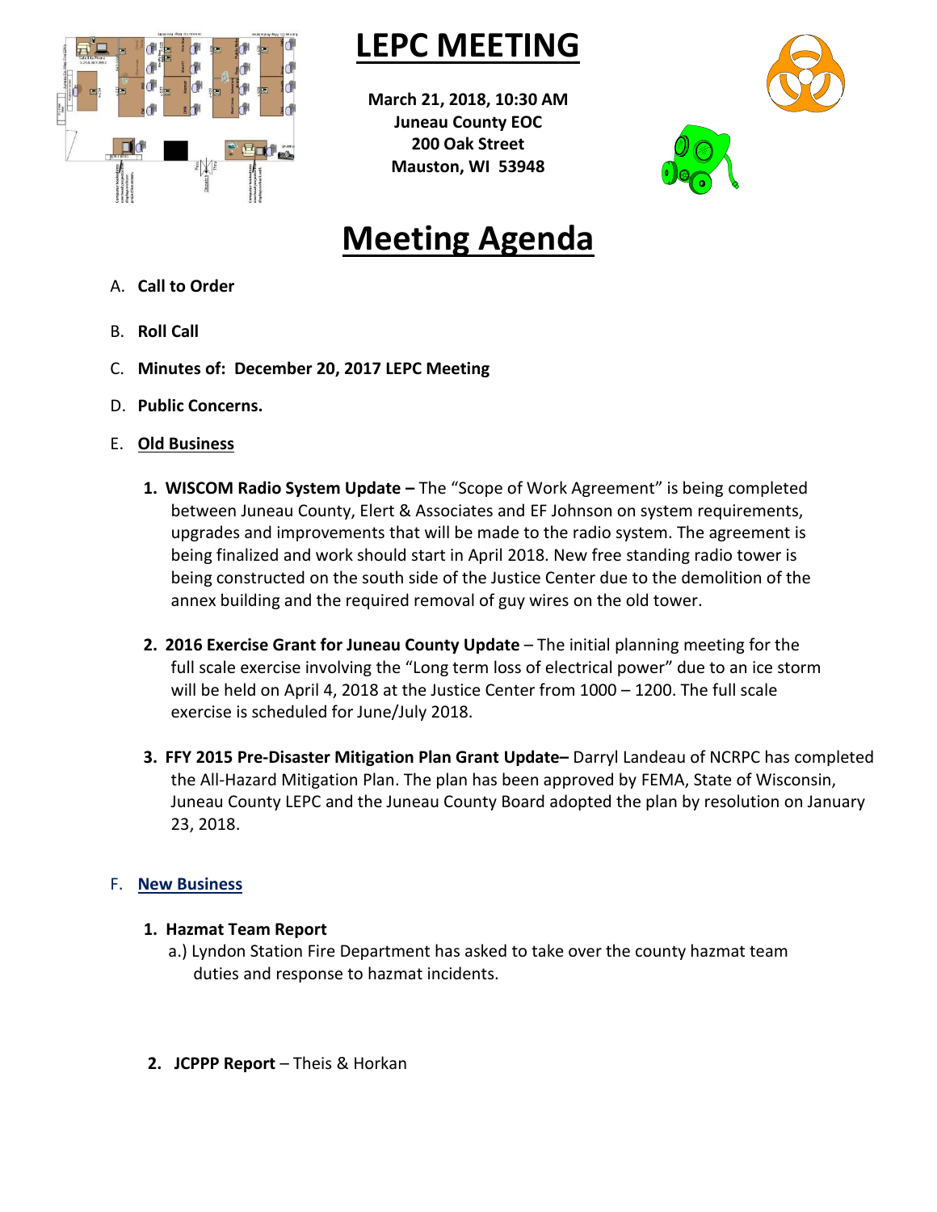# LEPC MEETING

**March 21, 2018, 10:30 AM**
**Juneau County EOC**
**200 Oak Street**
**Mauston, WI 53948**

# Meeting Agenda

A. **Call to Order**

B. **Roll Call**

C. **Minutes of: December 20, 2017 LEPC Meeting**

D. **Public Concerns.**

E. **Old Business**

1. **WISCOM Radio System Update –** The "Scope of Work Agreement" is being completed between Juneau County, Elert & Associates and EF Johnson on system requirements, upgrades and improvements that will be made to the radio system. The agreement is being finalized and work should start in April 2018. New free standing radio tower is being constructed on the south side of the Justice Center due to the demolition of the annex building and the required removal of guy wires on the old tower.

2. **2016 Exercise Grant for Juneau County Update** – The initial planning meeting for the full scale exercise involving the "Long term loss of electrical power" due to an ice storm will be held on April 4, 2018 at the Justice Center from 1000 – 1200. The full scale exercise is scheduled for June/July 2018.

3. **FFY 2015 Pre-Disaster Mitigation Plan Grant Update–** Darryl Landeau of NCRPC has completed the All-Hazard Mitigation Plan. The plan has been approved by FEMA, State of Wisconsin, Juneau County LEPC and the Juneau County Board adopted the plan by resolution on January 23, 2018.

F. **New Business**

1. **Hazmat Team Report**
   a.) Lyndon Station Fire Department has asked to take over the county hazmat team duties and response to hazmat incidents.

2. **JCPPP Report** – Theis & Horkan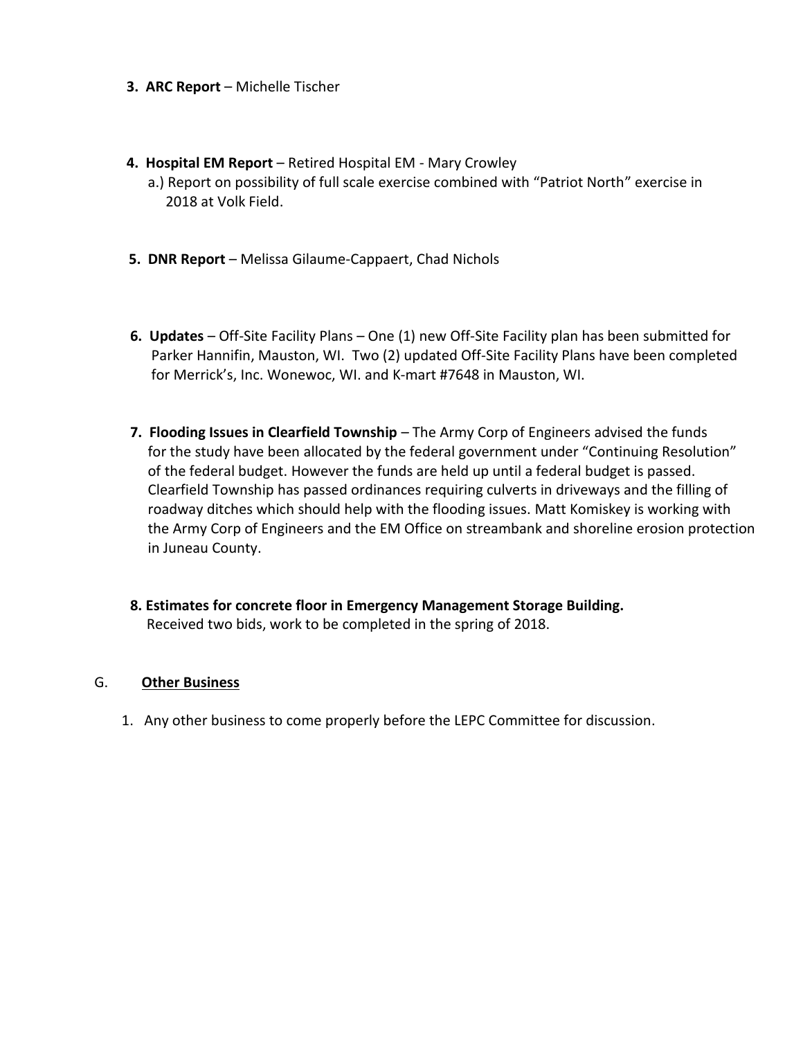3. **ARC Report** – Michelle Tischer

4. **Hospital EM Report** – Retired Hospital EM - Mary Crowley
   a.) Report on possibility of full scale exercise combined with "Patriot North" exercise in 2018 at Volk Field.

5. **DNR Report** – Melissa Gilaume-Cappaert, Chad Nichols

6. **Updates** – Off-Site Facility Plans – One (1) new Off-Site Facility plan has been submitted for Parker Hannifin, Mauston, WI. Two (2) updated Off-Site Facility Plans have been completed for Merrick's, Inc. Wonewoc, WI. and K-mart #7648 in Mauston, WI.

7. **Flooding Issues in Clearfield Township** – The Army Corp of Engineers advised the funds for the study have been allocated by the federal government under "Continuing Resolution" of the federal budget. However the funds are held up until a federal budget is passed. Clearfield Township has passed ordinances requiring culverts in driveways and the filling of roadway ditches which should help with the flooding issues. Matt Komiskey is working with the Army Corp of Engineers and the EM Office on streambank and shoreline erosion protection in Juneau County.

8. **Estimates for concrete floor in Emergency Management Storage Building.**
   Received two bids, work to be completed in the spring of 2018.

G. **Other Business**

1. Any other business to come properly before the LEPC Committee for discussion.